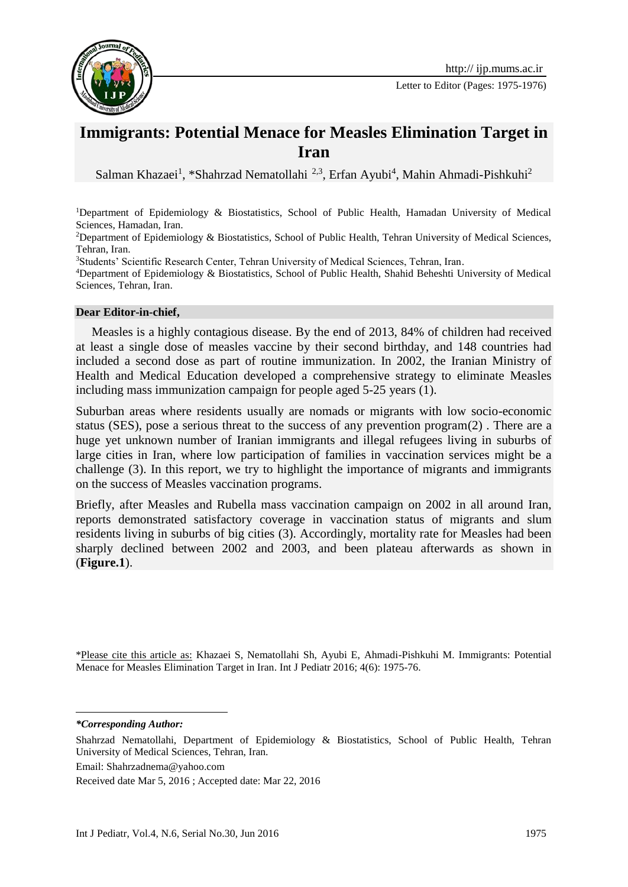# Immigrants: Potential Menace for Measles Elimination Target in Iran

Salman Khazaei[1], *Shahrzad Nematollahi [2,3], Erfan Ayubi[4], Mahin Ahmadi-Pishkuhi[2]

[1]Department of Epidemiology & Biostatistics, School of Public Health, Hamadan University of Medical Sciences, Hamadan, Iran.

[2]Department of Epidemiology & Biostatistics, School of Public Health, Tehran University of Medical Sciences, Tehran, Iran.

[3]Students' Scientific Research Center, Tehran University of Medical Sciences, Tehran, Iran.

[4]Department of Epidemiology & Biostatistics, School of Public Health, Shahid Beheshti University of Medical Sciences, Tehran, Iran.

**Dear Editor-in-chief,**

Measles is a highly contagious disease. By the end of 2013, 84% of children had received at least a single dose of measles vaccine by their second birthday, and 148 countries had included a second dose as part of routine immunization. In 2002, the Iranian Ministry of Health and Medical Education developed a comprehensive strategy to eliminate Measles including mass immunization campaign for people aged 5-25 years (1).

Suburban areas where residents usually are nomads or migrants with low socio-economic status (SES), pose a serious threat to the success of any prevention program(2) . There are a huge yet unknown number of Iranian immigrants and illegal refugees living in suburbs of large cities in Iran, where low participation of families in vaccination services might be a challenge (3). In this report, we try to highlight the importance of migrants and immigrants on the success of Measles vaccination programs.

Briefly, after Measles and Rubella mass vaccination campaign on 2002 in all around Iran, reports demonstrated satisfactory coverage in vaccination status of migrants and slum residents living in suburbs of big cities (3). Accordingly, mortality rate for Measles had been sharply declined between 2002 and 2003, and been plateau afterwards as shown in (**Figure.1**).

*Please cite this article as: Khazaei S, Nematollahi Sh, Ayubi E, Ahmadi-Pishkuhi M. Immigrants: Potential Menace for Measles Elimination Target in Iran. Int J Pediatr 2016; 4(6): 1975-76.

***Corresponding Author:***

Shahrzad Nematollahi, Department of Epidemiology & Biostatistics, School of Public Health, Tehran University of Medical Sciences, Tehran, Iran.

Email: Shahrzadnema@yahoo.com

Received date Mar 5, 2016 ; Accepted date: Mar 22, 2016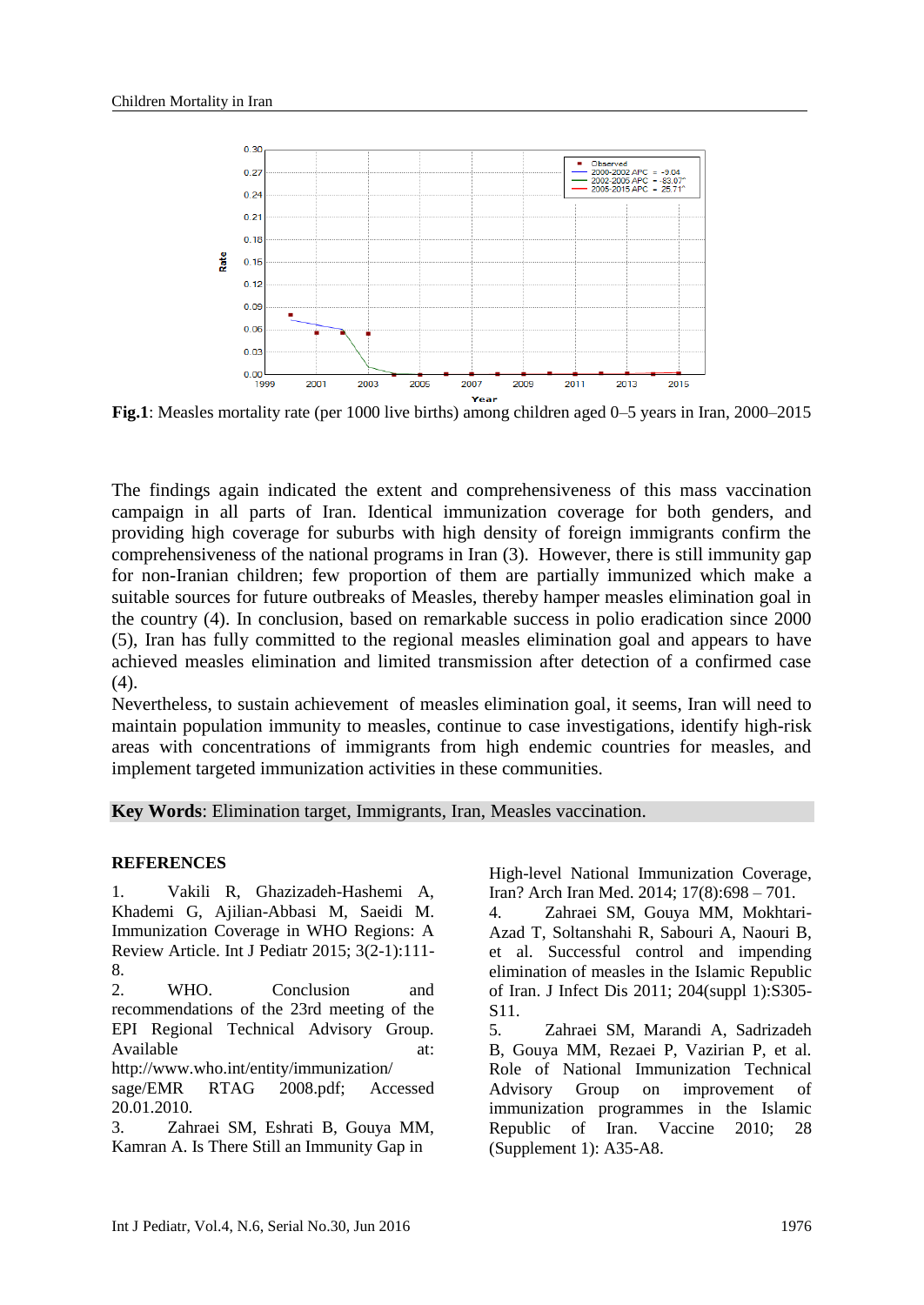0.30
0.27
0.24
0.21
0.18
0.15
0.12
0.09
0.06
0.03
0.00

Rate

1999 2001 2003 2005 2007 2009 2011 2013 2015

Year

Observed
2000-2002 APC = -9.04
2002-2005 APC = -83.07^
2005-2015 APC = 25.71^

**Fig.1**: Measles mortality rate (per 1000 live births) among children aged 0–5 years in Iran, 2000–2015

The findings again indicated the extent and comprehensiveness of this mass vaccination campaign in all parts of Iran. Identical immunization coverage for both genders, and providing high coverage for suburbs with high density of foreign immigrants confirm the comprehensiveness of the national programs in Iran (3). However, there is still immunity gap for non-Iranian children; few proportion of them are partially immunized which make a suitable sources for future outbreaks of Measles, thereby hamper measles elimination goal in the country (4). In conclusion, based on remarkable success in polio eradication since 2000 (5), Iran has fully committed to the regional measles elimination goal and appears to have achieved measles elimination and limited transmission after detection of a confirmed case (4).

Nevertheless, to sustain achievement of measles elimination goal, it seems, Iran will need to maintain population immunity to measles, continue to case investigations, identify high-risk areas with concentrations of immigrants from high endemic countries for measles, and implement targeted immunization activities in these communities.

**Key Words**: Elimination target, Immigrants, Iran, Measles vaccination.

## REFERENCES

1. Vakili R, Ghazizadeh-Hashemi A, Khademi G, Ajilian-Abbasi M, Saeidi M. Immunization Coverage in WHO Regions: A Review Article. Int J Pediatr 2015; 3(2-1):111-8.
2. WHO. Conclusion and recommendations of the 23rd meeting of the EPI Regional Technical Advisory Group. Available at: http://www.who.int/entity/immunization/sage/EMR RTAG 2008.pdf; Accessed 20.01.2010.
3. Zahraei SM, Eshrati B, Gouya MM, Kamran A. Is There Still an Immunity Gap in High-level National Immunization Coverage, Iran? Arch Iran Med. 2014; 17(8):698 – 701.
4. Zahraei SM, Gouya MM, Mokhtari-Azad T, Soltanshahi R, Sabouri A, Naouri B, et al. Successful control and impending elimination of measles in the Islamic Republic of Iran. J Infect Dis 2011; 204(suppl 1):S305-S11.
5. Zahraei SM, Marandi A, Sadrizadeh B, Gouya MM, Rezaei P, Vazirian P, et al. Role of National Immunization Technical Advisory Group on improvement of immunization programmes in the Islamic Republic of Iran. Vaccine 2010; 28 (Supplement 1): A35-A8.